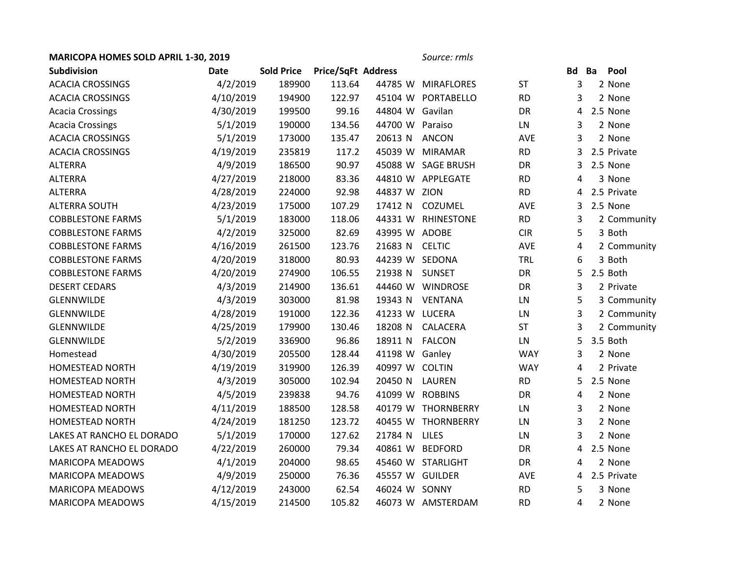**MARICOPA HOMES SOLD APRIL 1-30, 2019** *Source: rmls*

| Subdivision | Date | Sold Price | Price/SqFt | Address | | | Bd | Ba | Pool |
|---|---|---|---|---|---|---|---|---|---|
| ACACIA CROSSINGS | 4/2/2019 | 189900 | 113.64 | 44785 W | MIRAFLORES | ST | 3 | 2 | None |
| ACACIA CROSSINGS | 4/10/2019 | 194900 | 122.97 | 45104 W | PORTABELLO | RD | 3 | 2 | None |
| Acacia Crossings | 4/30/2019 | 199500 | 99.16 | 44804 W | Gavilan | DR | 4 | 2.5 | None |
| Acacia Crossings | 5/1/2019 | 190000 | 134.56 | 44700 W | Paraiso | LN | 3 | 2 | None |
| ACACIA CROSSINGS | 5/1/2019 | 173000 | 135.47 | 20613 N | ANCON | AVE | 3 | 2 | None |
| ACACIA CROSSINGS | 4/19/2019 | 235819 | 117.2 | 45039 W | MIRAMAR | RD | 3 | 2.5 | Private |
| ALTERRA | 4/9/2019 | 186500 | 90.97 | 45088 W | SAGE BRUSH | DR | 3 | 2.5 | None |
| ALTERRA | 4/27/2019 | 218000 | 83.36 | 44810 W | APPLEGATE | RD | 4 | 3 | None |
| ALTERRA | 4/28/2019 | 224000 | 92.98 | 44837 W | ZION | RD | 4 | 2.5 | Private |
| ALTERRA SOUTH | 4/23/2019 | 175000 | 107.29 | 17412 N | COZUMEL | AVE | 3 | 2.5 | None |
| COBBLESTONE FARMS | 5/1/2019 | 183000 | 118.06 | 44331 W | RHINESTONE | RD | 3 | 2 | Community |
| COBBLESTONE FARMS | 4/2/2019 | 325000 | 82.69 | 43995 W | ADOBE | CIR | 5 | 3 | Both |
| COBBLESTONE FARMS | 4/16/2019 | 261500 | 123.76 | 21683 N | CELTIC | AVE | 4 | 2 | Community |
| COBBLESTONE FARMS | 4/20/2019 | 318000 | 80.93 | 44239 W | SEDONA | TRL | 6 | 3 | Both |
| COBBLESTONE FARMS | 4/20/2019 | 274900 | 106.55 | 21938 N | SUNSET | DR | 5 | 2.5 | Both |
| DESERT CEDARS | 4/3/2019 | 214900 | 136.61 | 44460 W | WINDROSE | DR | 3 | 2 | Private |
| GLENNWILDE | 4/3/2019 | 303000 | 81.98 | 19343 N | VENTANA | LN | 5 | 3 | Community |
| GLENNWILDE | 4/28/2019 | 191000 | 122.36 | 41233 W | LUCERA | LN | 3 | 2 | Community |
| GLENNWILDE | 4/25/2019 | 179900 | 130.46 | 18208 N | CALACERA | ST | 3 | 2 | Community |
| GLENNWILDE | 5/2/2019 | 336900 | 96.86 | 18911 N | FALCON | LN | 5 | 3.5 | Both |
| Homestead | 4/30/2019 | 205500 | 128.44 | 41198 W | Ganley | WAY | 3 | 2 | None |
| HOMESTEAD NORTH | 4/19/2019 | 319900 | 126.39 | 40997 W | COLTIN | WAY | 4 | 2 | Private |
| HOMESTEAD NORTH | 4/3/2019 | 305000 | 102.94 | 20450 N | LAUREN | RD | 5 | 2.5 | None |
| HOMESTEAD NORTH | 4/5/2019 | 239838 | 94.76 | 41099 W | ROBBINS | DR | 4 | 2 | None |
| HOMESTEAD NORTH | 4/11/2019 | 188500 | 128.58 | 40179 W | THORNBERRY | LN | 3 | 2 | None |
| HOMESTEAD NORTH | 4/24/2019 | 181250 | 123.72 | 40455 W | THORNBERRY | LN | 3 | 2 | None |
| LAKES AT RANCHO EL DORADO | 5/1/2019 | 170000 | 127.62 | 21784 N | LILES | LN | 3 | 2 | None |
| LAKES AT RANCHO EL DORADO | 4/22/2019 | 260000 | 79.34 | 40861 W | BEDFORD | DR | 4 | 2.5 | None |
| MARICOPA MEADOWS | 4/1/2019 | 204000 | 98.65 | 45460 W | STARLIGHT | DR | 4 | 2 | None |
| MARICOPA MEADOWS | 4/9/2019 | 250000 | 76.36 | 45557 W | GUILDER | AVE | 4 | 2.5 | Private |
| MARICOPA MEADOWS | 4/12/2019 | 243000 | 62.54 | 46024 W | SONNY | RD | 5 | 3 | None |
| MARICOPA MEADOWS | 4/15/2019 | 214500 | 105.82 | 46073 W | AMSTERDAM | RD | 4 | 2 | None |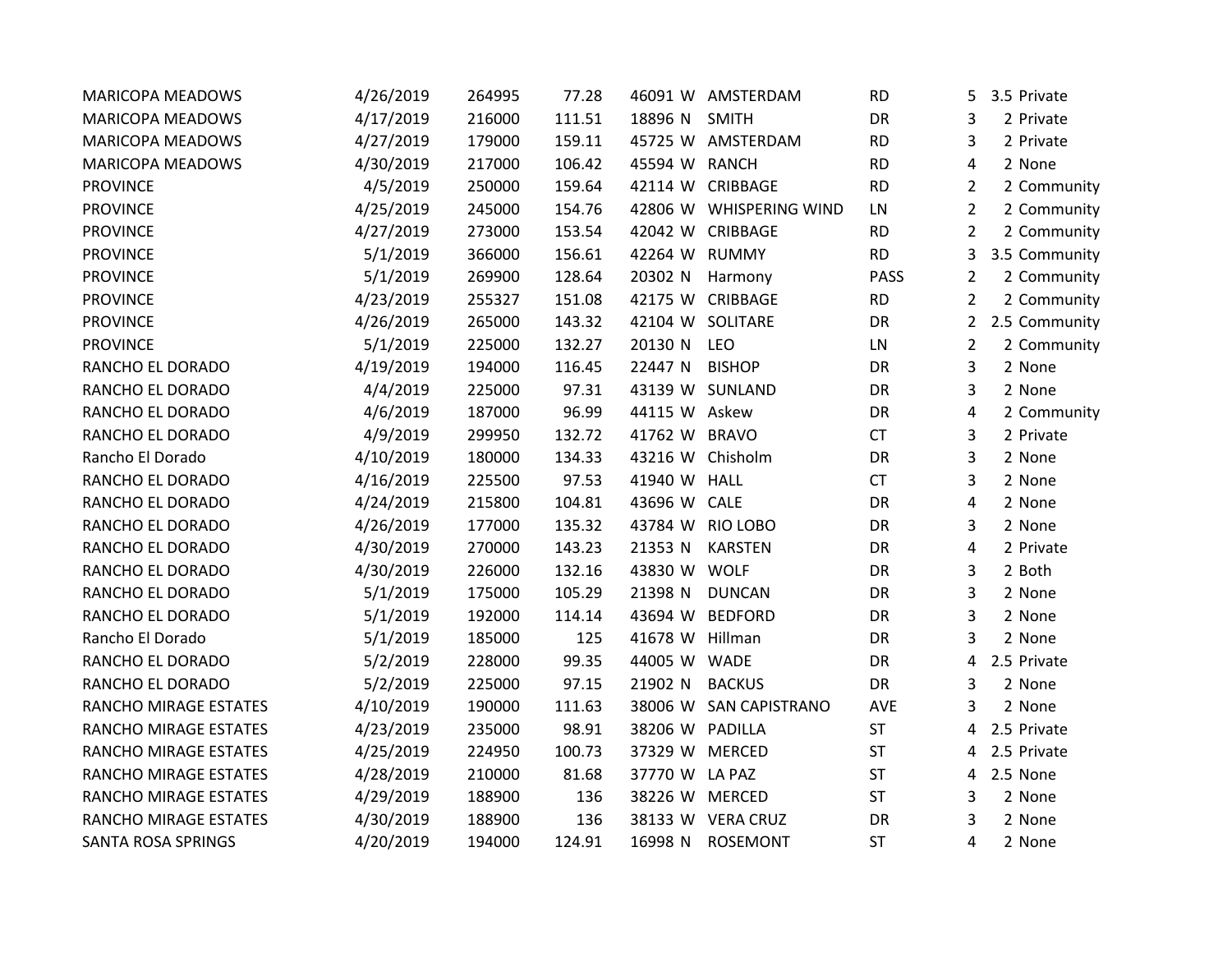| | | | | | | | | | | |
|---|---|---|---|---|---|---|---|---|---|---|
| MARICOPA MEADOWS | 4/26/2019 | 264995 | 77.28 | 46091 | W | AMSTERDAM | RD | 5 | 3.5 | Private |
| MARICOPA MEADOWS | 4/17/2019 | 216000 | 111.51 | 18896 | N | SMITH | DR | 3 | 2 | Private |
| MARICOPA MEADOWS | 4/27/2019 | 179000 | 159.11 | 45725 | W | AMSTERDAM | RD | 3 | 2 | Private |
| MARICOPA MEADOWS | 4/30/2019 | 217000 | 106.42 | 45594 | W | RANCH | RD | 4 | 2 | None |
| PROVINCE | 4/5/2019 | 250000 | 159.64 | 42114 | W | CRIBBAGE | RD | 2 | 2 | Community |
| PROVINCE | 4/25/2019 | 245000 | 154.76 | 42806 | W | WHISPERING WIND | LN | 2 | 2 | Community |
| PROVINCE | 4/27/2019 | 273000 | 153.54 | 42042 | W | CRIBBAGE | RD | 2 | 2 | Community |
| PROVINCE | 5/1/2019 | 366000 | 156.61 | 42264 | W | RUMMY | RD | 3 | 3.5 | Community |
| PROVINCE | 5/1/2019 | 269900 | 128.64 | 20302 | N | Harmony | PASS | 2 | 2 | Community |
| PROVINCE | 4/23/2019 | 255327 | 151.08 | 42175 | W | CRIBBAGE | RD | 2 | 2 | Community |
| PROVINCE | 4/26/2019 | 265000 | 143.32 | 42104 | W | SOLITARE | DR | 2 | 2.5 | Community |
| PROVINCE | 5/1/2019 | 225000 | 132.27 | 20130 | N | LEO | LN | 2 | 2 | Community |
| RANCHO EL DORADO | 4/19/2019 | 194000 | 116.45 | 22447 | N | BISHOP | DR | 3 | 2 | None |
| RANCHO EL DORADO | 4/4/2019 | 225000 | 97.31 | 43139 | W | SUNLAND | DR | 3 | 2 | None |
| RANCHO EL DORADO | 4/6/2019 | 187000 | 96.99 | 44115 | W | Askew | DR | 4 | 2 | Community |
| RANCHO EL DORADO | 4/9/2019 | 299950 | 132.72 | 41762 | W | BRAVO | CT | 3 | 2 | Private |
| Rancho El Dorado | 4/10/2019 | 180000 | 134.33 | 43216 | W | Chisholm | DR | 3 | 2 | None |
| RANCHO EL DORADO | 4/16/2019 | 225500 | 97.53 | 41940 | W | HALL | CT | 3 | 2 | None |
| RANCHO EL DORADO | 4/24/2019 | 215800 | 104.81 | 43696 | W | CALE | DR | 4 | 2 | None |
| RANCHO EL DORADO | 4/26/2019 | 177000 | 135.32 | 43784 | W | RIO LOBO | DR | 3 | 2 | None |
| RANCHO EL DORADO | 4/30/2019 | 270000 | 143.23 | 21353 | N | KARSTEN | DR | 4 | 2 | Private |
| RANCHO EL DORADO | 4/30/2019 | 226000 | 132.16 | 43830 | W | WOLF | DR | 3 | 2 | Both |
| RANCHO EL DORADO | 5/1/2019 | 175000 | 105.29 | 21398 | N | DUNCAN | DR | 3 | 2 | None |
| RANCHO EL DORADO | 5/1/2019 | 192000 | 114.14 | 43694 | W | BEDFORD | DR | 3 | 2 | None |
| Rancho El Dorado | 5/1/2019 | 185000 | 125 | 41678 | W | Hillman | DR | 3 | 2 | None |
| RANCHO EL DORADO | 5/2/2019 | 228000 | 99.35 | 44005 | W | WADE | DR | 4 | 2.5 | Private |
| RANCHO EL DORADO | 5/2/2019 | 225000 | 97.15 | 21902 | N | BACKUS | DR | 3 | 2 | None |
| RANCHO MIRAGE ESTATES | 4/10/2019 | 190000 | 111.63 | 38006 | W | SAN CAPISTRANO | AVE | 3 | 2 | None |
| RANCHO MIRAGE ESTATES | 4/23/2019 | 235000 | 98.91 | 38206 | W | PADILLA | ST | 4 | 2.5 | Private |
| RANCHO MIRAGE ESTATES | 4/25/2019 | 224950 | 100.73 | 37329 | W | MERCED | ST | 4 | 2.5 | Private |
| RANCHO MIRAGE ESTATES | 4/28/2019 | 210000 | 81.68 | 37770 | W | LA PAZ | ST | 4 | 2.5 | None |
| RANCHO MIRAGE ESTATES | 4/29/2019 | 188900 | 136 | 38226 | W | MERCED | ST | 3 | 2 | None |
| RANCHO MIRAGE ESTATES | 4/30/2019 | 188900 | 136 | 38133 | W | VERA CRUZ | DR | 3 | 2 | None |
| SANTA ROSA SPRINGS | 4/20/2019 | 194000 | 124.91 | 16998 | N | ROSEMONT | ST | 4 | 2 | None |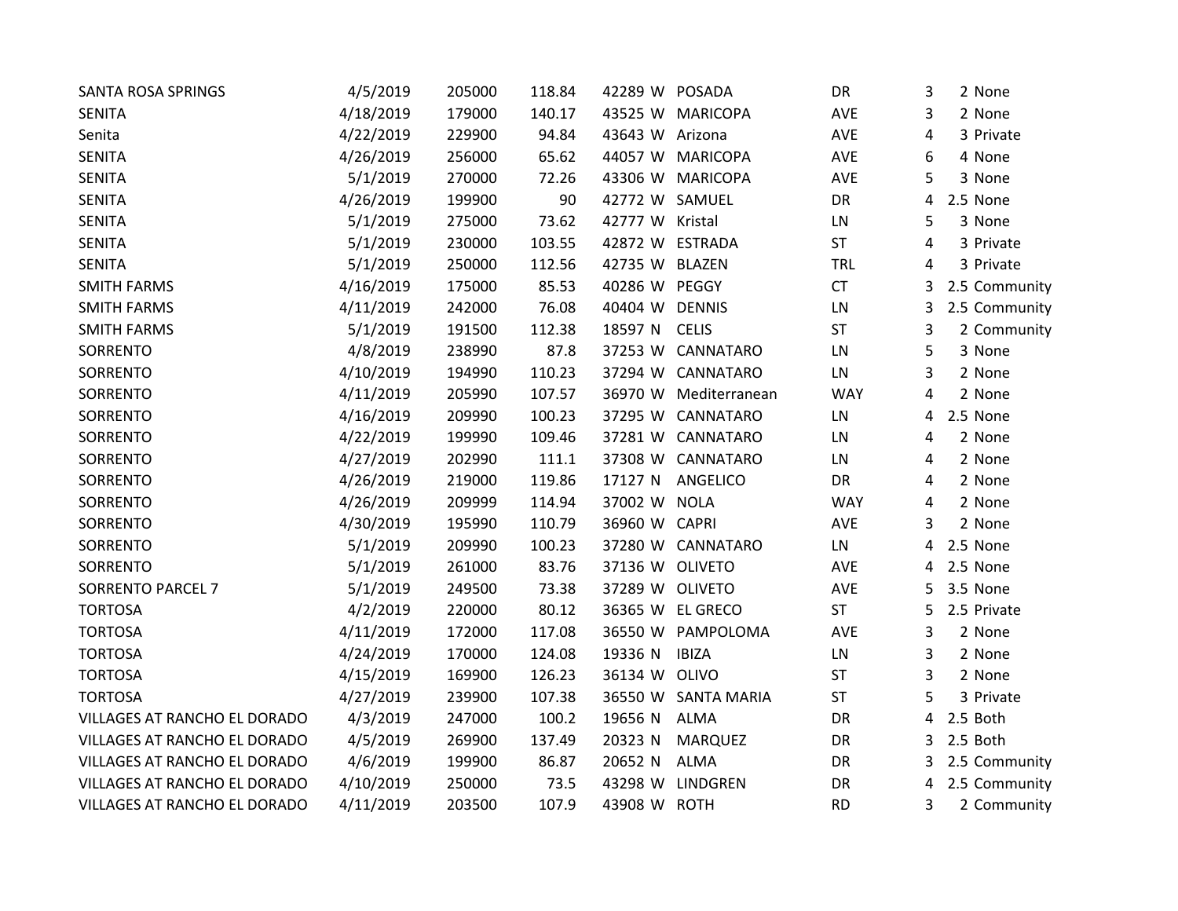| | | | | | | | | | | |
|---|---|---|---|---|---|---|---|---|---|---|
| SANTA ROSA SPRINGS | 4/5/2019 | 205000 | 118.84 | 42289 | W | POSADA | DR | 3 | 2 | None |
| SENITA | 4/18/2019 | 179000 | 140.17 | 43525 | W | MARICOPA | AVE | 3 | 2 | None |
| Senita | 4/22/2019 | 229900 | 94.84 | 43643 | W | Arizona | AVE | 4 | 3 | Private |
| SENITA | 4/26/2019 | 256000 | 65.62 | 44057 | W | MARICOPA | AVE | 6 | 4 | None |
| SENITA | 5/1/2019 | 270000 | 72.26 | 43306 | W | MARICOPA | AVE | 5 | 3 | None |
| SENITA | 4/26/2019 | 199900 | 90 | 42772 | W | SAMUEL | DR | 4 | 2.5 | None |
| SENITA | 5/1/2019 | 275000 | 73.62 | 42777 | W | Kristal | LN | 5 | 3 | None |
| SENITA | 5/1/2019 | 230000 | 103.55 | 42872 | W | ESTRADA | ST | 4 | 3 | Private |
| SENITA | 5/1/2019 | 250000 | 112.56 | 42735 | W | BLAZEN | TRL | 4 | 3 | Private |
| SMITH FARMS | 4/16/2019 | 175000 | 85.53 | 40286 | W | PEGGY | CT | 3 | 2.5 | Community |
| SMITH FARMS | 4/11/2019 | 242000 | 76.08 | 40404 | W | DENNIS | LN | 3 | 2.5 | Community |
| SMITH FARMS | 5/1/2019 | 191500 | 112.38 | 18597 | N | CELIS | ST | 3 | 2 | Community |
| SORRENTO | 4/8/2019 | 238990 | 87.8 | 37253 | W | CANNATARO | LN | 5 | 3 | None |
| SORRENTO | 4/10/2019 | 194990 | 110.23 | 37294 | W | CANNATARO | LN | 3 | 2 | None |
| SORRENTO | 4/11/2019 | 205990 | 107.57 | 36970 | W | Mediterranean | WAY | 4 | 2 | None |
| SORRENTO | 4/16/2019 | 209990 | 100.23 | 37295 | W | CANNATARO | LN | 4 | 2.5 | None |
| SORRENTO | 4/22/2019 | 199990 | 109.46 | 37281 | W | CANNATARO | LN | 4 | 2 | None |
| SORRENTO | 4/27/2019 | 202990 | 111.1 | 37308 | W | CANNATARO | LN | 4 | 2 | None |
| SORRENTO | 4/26/2019 | 219000 | 119.86 | 17127 | N | ANGELICO | DR | 4 | 2 | None |
| SORRENTO | 4/26/2019 | 209999 | 114.94 | 37002 | W | NOLA | WAY | 4 | 2 | None |
| SORRENTO | 4/30/2019 | 195990 | 110.79 | 36960 | W | CAPRI | AVE | 3 | 2 | None |
| SORRENTO | 5/1/2019 | 209990 | 100.23 | 37280 | W | CANNATARO | LN | 4 | 2.5 | None |
| SORRENTO | 5/1/2019 | 261000 | 83.76 | 37136 | W | OLIVETO | AVE | 4 | 2.5 | None |
| SORRENTO PARCEL 7 | 5/1/2019 | 249500 | 73.38 | 37289 | W | OLIVETO | AVE | 5 | 3.5 | None |
| TORTOSA | 4/2/2019 | 220000 | 80.12 | 36365 | W | EL GRECO | ST | 5 | 2.5 | Private |
| TORTOSA | 4/11/2019 | 172000 | 117.08 | 36550 | W | PAMPOLOMA | AVE | 3 | 2 | None |
| TORTOSA | 4/24/2019 | 170000 | 124.08 | 19336 | N | IBIZA | LN | 3 | 2 | None |
| TORTOSA | 4/15/2019 | 169900 | 126.23 | 36134 | W | OLIVO | ST | 3 | 2 | None |
| TORTOSA | 4/27/2019 | 239900 | 107.38 | 36550 | W | SANTA MARIA | ST | 5 | 3 | Private |
| VILLAGES AT RANCHO EL DORADO | 4/3/2019 | 247000 | 100.2 | 19656 | N | ALMA | DR | 4 | 2.5 | Both |
| VILLAGES AT RANCHO EL DORADO | 4/5/2019 | 269900 | 137.49 | 20323 | N | MARQUEZ | DR | 3 | 2.5 | Both |
| VILLAGES AT RANCHO EL DORADO | 4/6/2019 | 199900 | 86.87 | 20652 | N | ALMA | DR | 3 | 2.5 | Community |
| VILLAGES AT RANCHO EL DORADO | 4/10/2019 | 250000 | 73.5 | 43298 | W | LINDGREN | DR | 4 | 2.5 | Community |
| VILLAGES AT RANCHO EL DORADO | 4/11/2019 | 203500 | 107.9 | 43908 | W | ROTH | RD | 3 | 2 | Community |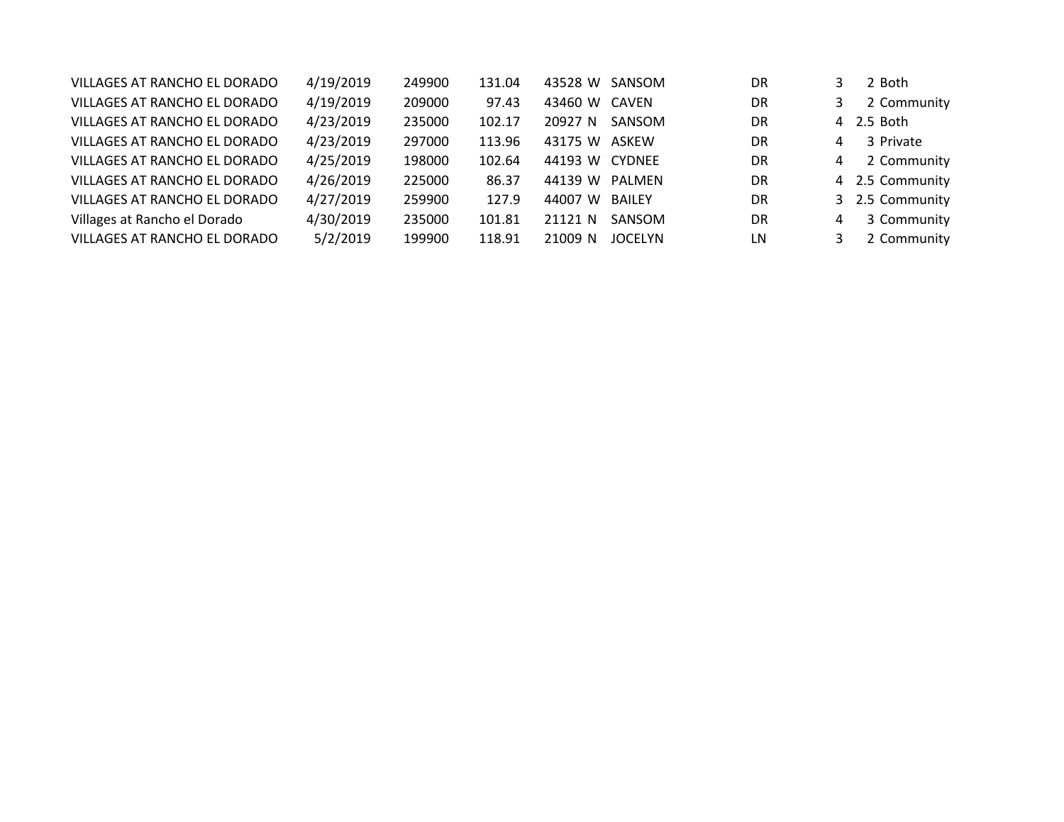| | | | | | | | | | | |
|---|---|---|---|---|---|---|---|---|---|---|
| VILLAGES AT RANCHO EL DORADO | 4/19/2019 | 249900 | 131.04 | 43528 | W | SANSOM | DR | 3 | 2 | Both |
| VILLAGES AT RANCHO EL DORADO | 4/19/2019 | 209000 | 97.43 | 43460 | W | CAVEN | DR | 3 | 2 | Community |
| VILLAGES AT RANCHO EL DORADO | 4/23/2019 | 235000 | 102.17 | 20927 | N | SANSOM | DR | 4 | 2.5 | Both |
| VILLAGES AT RANCHO EL DORADO | 4/23/2019 | 297000 | 113.96 | 43175 | W | ASKEW | DR | 4 | 3 | Private |
| VILLAGES AT RANCHO EL DORADO | 4/25/2019 | 198000 | 102.64 | 44193 | W | CYDNEE | DR | 4 | 2 | Community |
| VILLAGES AT RANCHO EL DORADO | 4/26/2019 | 225000 | 86.37 | 44139 | W | PALMEN | DR | 4 | 2.5 | Community |
| VILLAGES AT RANCHO EL DORADO | 4/27/2019 | 259900 | 127.9 | 44007 | W | BAILEY | DR | 3 | 2.5 | Community |
| Villages at Rancho el Dorado | 4/30/2019 | 235000 | 101.81 | 21121 | N | SANSOM | DR | 4 | 3 | Community |
| VILLAGES AT RANCHO EL DORADO | 5/2/2019 | 199900 | 118.91 | 21009 | N | JOCELYN | LN | 3 | 2 | Community |